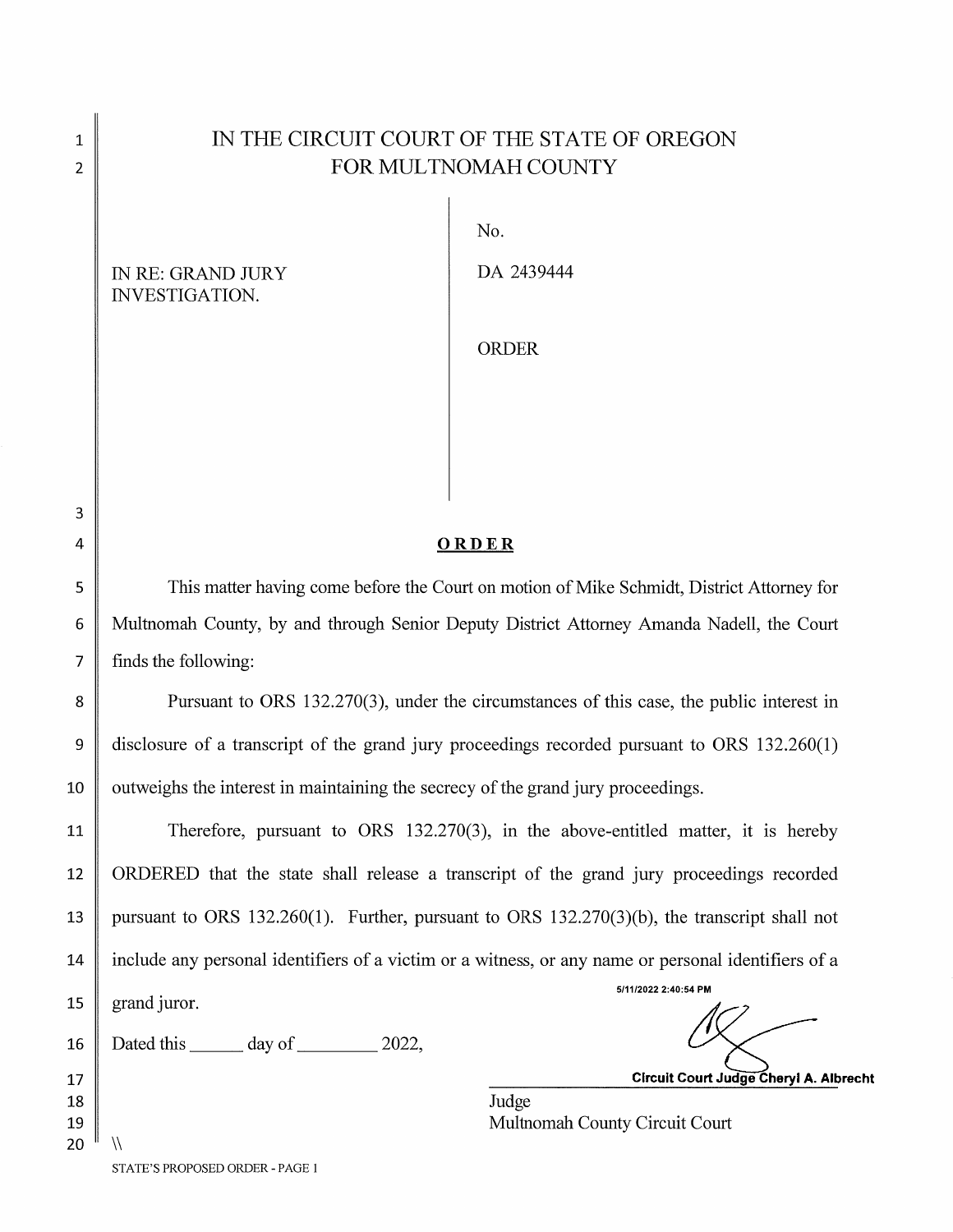# IN THE CIRCUIT COURT OF THE STATE OF OREGON
# FOR MULTNOMAH COUNTY

| | |
|---|---|
| IN RE: GRAND JURY INVESTIGATION. | No. DA 2439444 |
| | ORDER |

## ORDER

This matter having come before the Court on motion of Mike Schmidt, District Attorney for Multnomah County, by and through Senior Deputy District Attorney Amanda Nadell, the Court finds the following:

Pursuant to ORS 132.270(3), under the circumstances of this case, the public interest in disclosure of a transcript of the grand jury proceedings recorded pursuant to ORS 132.260(1) outweighs the interest in maintaining the secrecy of the grand jury proceedings.

Therefore, pursuant to ORS 132.270(3), in the above-entitled matter, it is hereby ORDERED that the state shall release a transcript of the grand jury proceedings recorded pursuant to ORS 132.260(1). Further, pursuant to ORS 132.270(3)(b), the transcript shall not include any personal identifiers of a victim or a witness, or any name or personal identifiers of a grand juror.

Dated this ______ day of _________ 2022,

5/11/2022 2:40:54 PM

**Circuit Court Judge Cheryl A. Albrecht**

Judge
Multnomah County Circuit Court

\\

STATE'S PROPOSED ORDER - PAGE 1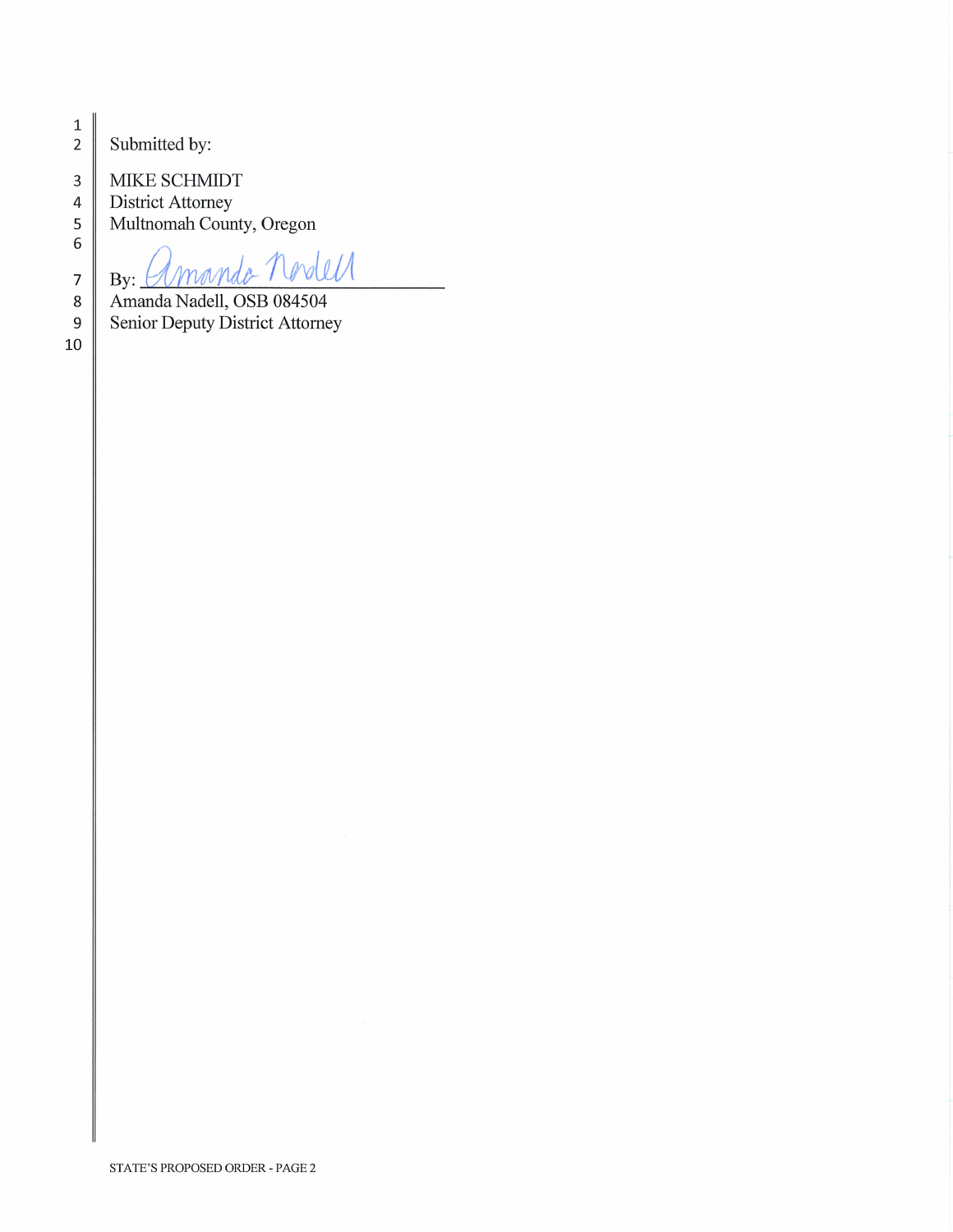Submitted by:

MIKE SCHMIDT
District Attorney
Multnomah County, Oregon

By: Amanda Nadell
Amanda Nadell, OSB 084504
Senior Deputy District Attorney